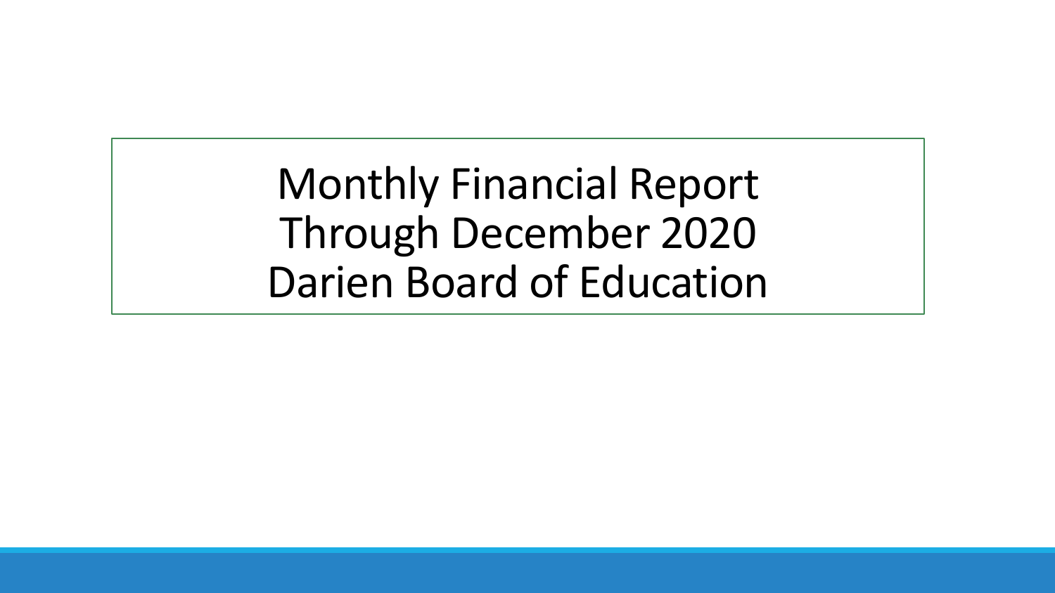# Monthly Financial Report
# Through December 2020
# Darien Board of Education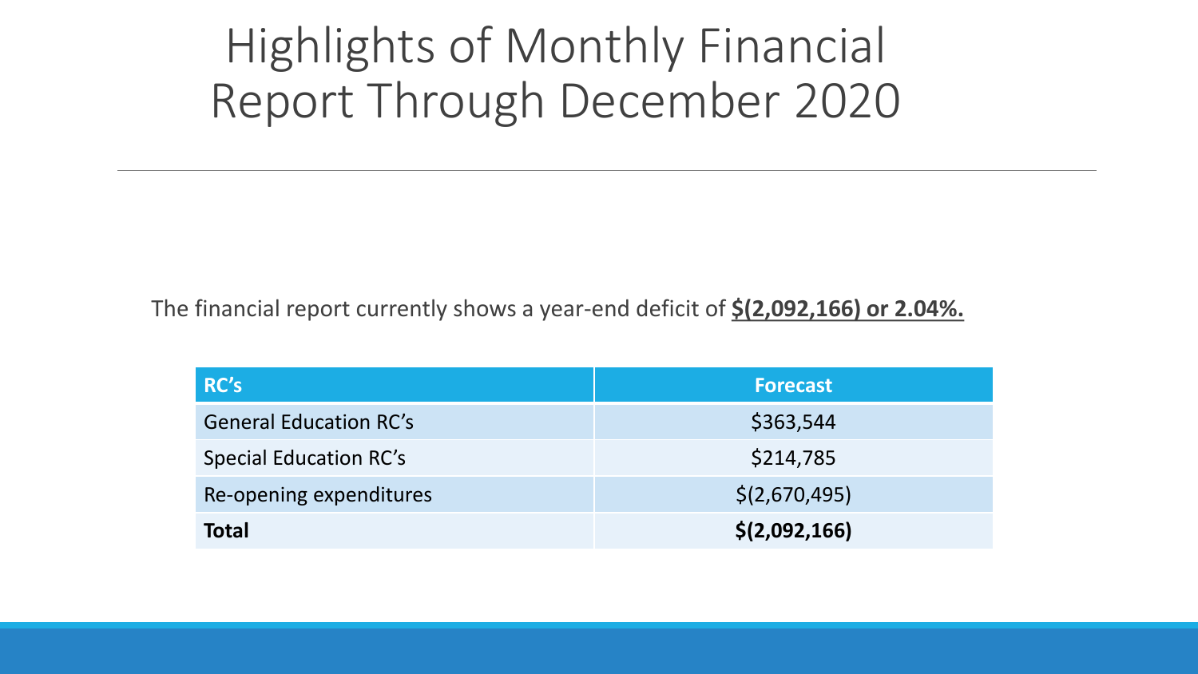# Highlights of Monthly Financial Report Through December 2020

The financial report currently shows a year-end deficit of **$(2,092,166) or 2.04%.**

| RC's | Forecast |
|---|---|
| General Education RC's | $363,544 |
| Special Education RC's | $214,785 |
| Re-opening expenditures | $(2,670,495) |
| **Total** | **$(2,092,166)** |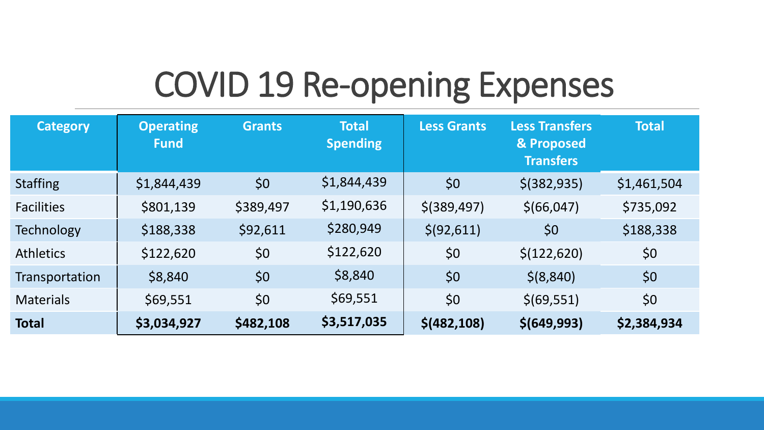# COVID 19 Re-opening Expenses

| Category | Operating Fund | Grants | Total Spending | Less Grants | Less Transfers & Proposed Transfers | Total |
|---|---|---|---|---|---|---|
| Staffing | $1,844,439 | $0 | $1,844,439 | $0 | $(382,935) | $1,461,504 |
| Facilities | $801,139 | $389,497 | $1,190,636 | $(389,497) | $(66,047) | $735,092 |
| Technology | $188,338 | $92,611 | $280,949 | $(92,611) | $0 | $188,338 |
| Athletics | $122,620 | $0 | $122,620 | $0 | $(122,620) | $0 |
| Transportation | $8,840 | $0 | $8,840 | $0 | $(8,840) | $0 |
| Materials | $69,551 | $0 | $69,551 | $0 | $(69,551) | $0 |
| **Total** | **$3,034,927** | **$482,108** | **$3,517,035** | **$(482,108)** | **$(649,993)** | **$2,384,934** |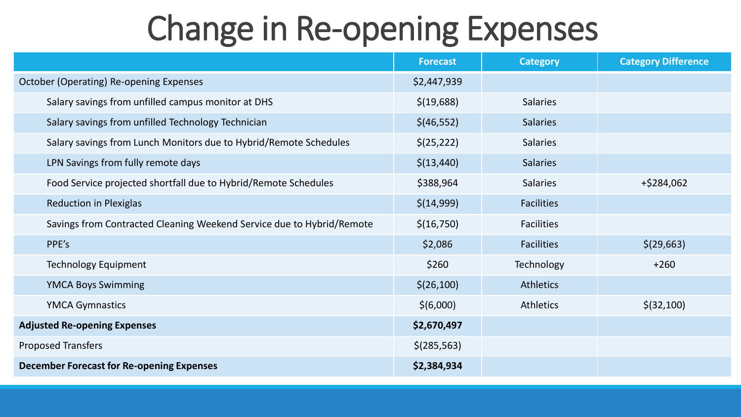# Change in Re-opening Expenses

| | Forecast | Category | Category Difference |
|---|---|---|---|
| October (Operating) Re-opening Expenses | $2,447,939 | | |
| Salary savings from unfilled campus monitor at DHS | $(19,688) | Salaries | |
| Salary savings from unfilled Technology Technician | $(46,552) | Salaries | |
| Salary savings from Lunch Monitors due to Hybrid/Remote Schedules | $(25,222) | Salaries | |
| LPN Savings from fully remote days | $(13,440) | Salaries | |
| Food Service projected shortfall due to Hybrid/Remote Schedules | $388,964 | Salaries | +$284,062 |
| Reduction in Plexiglas | $(14,999) | Facilities | |
| Savings from Contracted Cleaning Weekend Service due to Hybrid/Remote | $(16,750) | Facilities | |
| PPE's | $2,086 | Facilities | $(29,663) |
| Technology Equipment | $260 | Technology | +260 |
| YMCA Boys Swimming | $(26,100) | Athletics | |
| YMCA Gymnastics | $(6,000) | Athletics | $(32,100) |
| **Adjusted Re-opening Expenses** | **$2,670,497** | | |
| Proposed Transfers | $(285,563) | | |
| **December Forecast for Re-opening Expenses** | **$2,384,934** | | |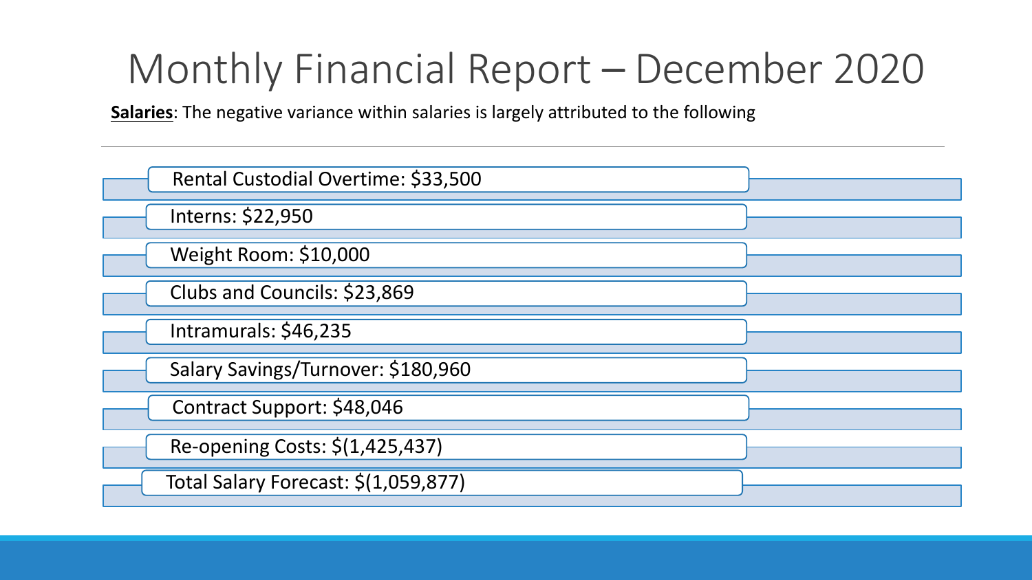# Monthly Financial Report – December 2020

**Salaries**: The negative variance within salaries is largely attributed to the following

- Rental Custodial Overtime: $33,500
- Interns: $22,950
- Weight Room: $10,000
- Clubs and Councils: $23,869
- Intramurals: $46,235
- Salary Savings/Turnover: $180,960
- Contract Support: $48,046
- Re-opening Costs: $(1,425,437)
- Total Salary Forecast: $(1,059,877)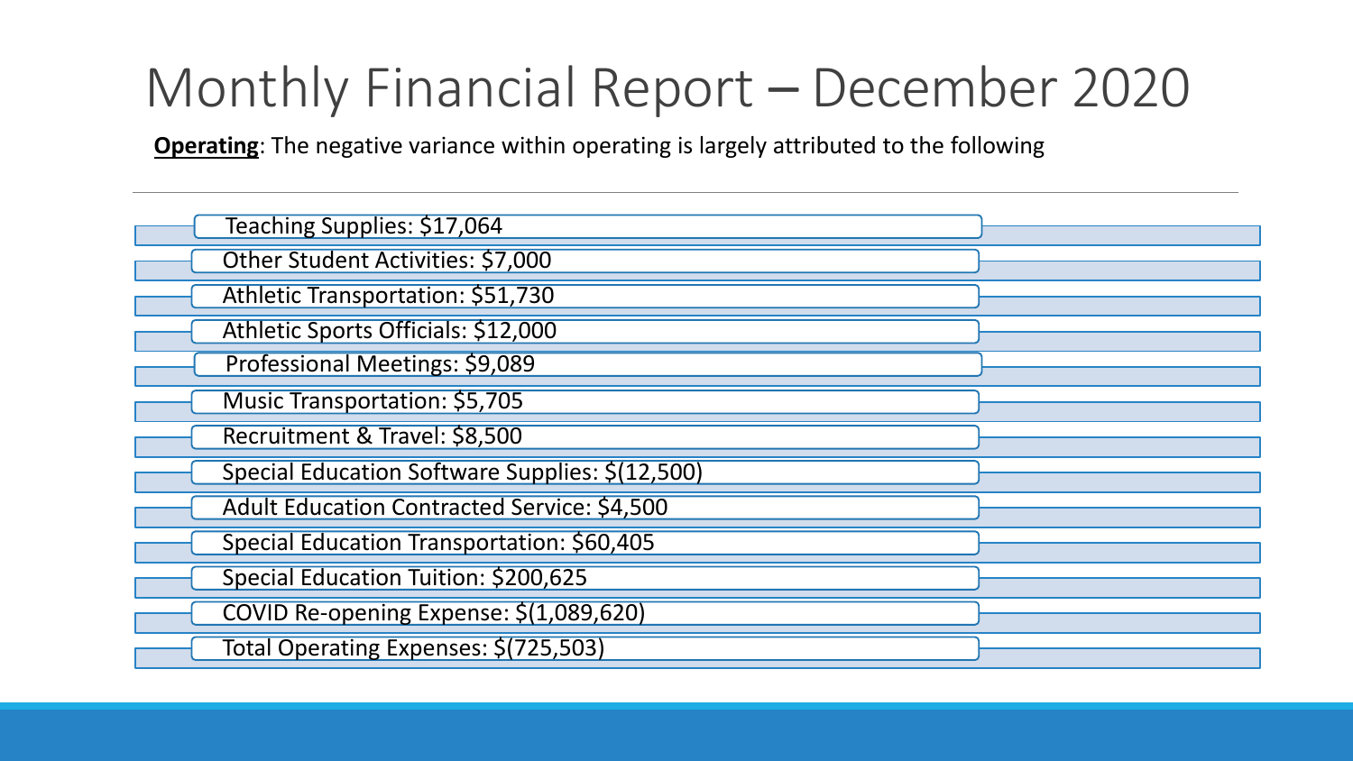# Monthly Financial Report – December 2020

**Operating**: The negative variance within operating is largely attributed to the following

- Teaching Supplies: $17,064
- Other Student Activities: $7,000
- Athletic Transportation: $51,730
- Athletic Sports Officials: $12,000
- Professional Meetings: $9,089
- Music Transportation: $5,705
- Recruitment & Travel: $8,500
- Special Education Software Supplies: $(12,500)
- Adult Education Contracted Service: $4,500
- Special Education Transportation: $60,405
- Special Education Tuition: $200,625
- COVID Re-opening Expense: $(1,089,620)
- Total Operating Expenses: $(725,503)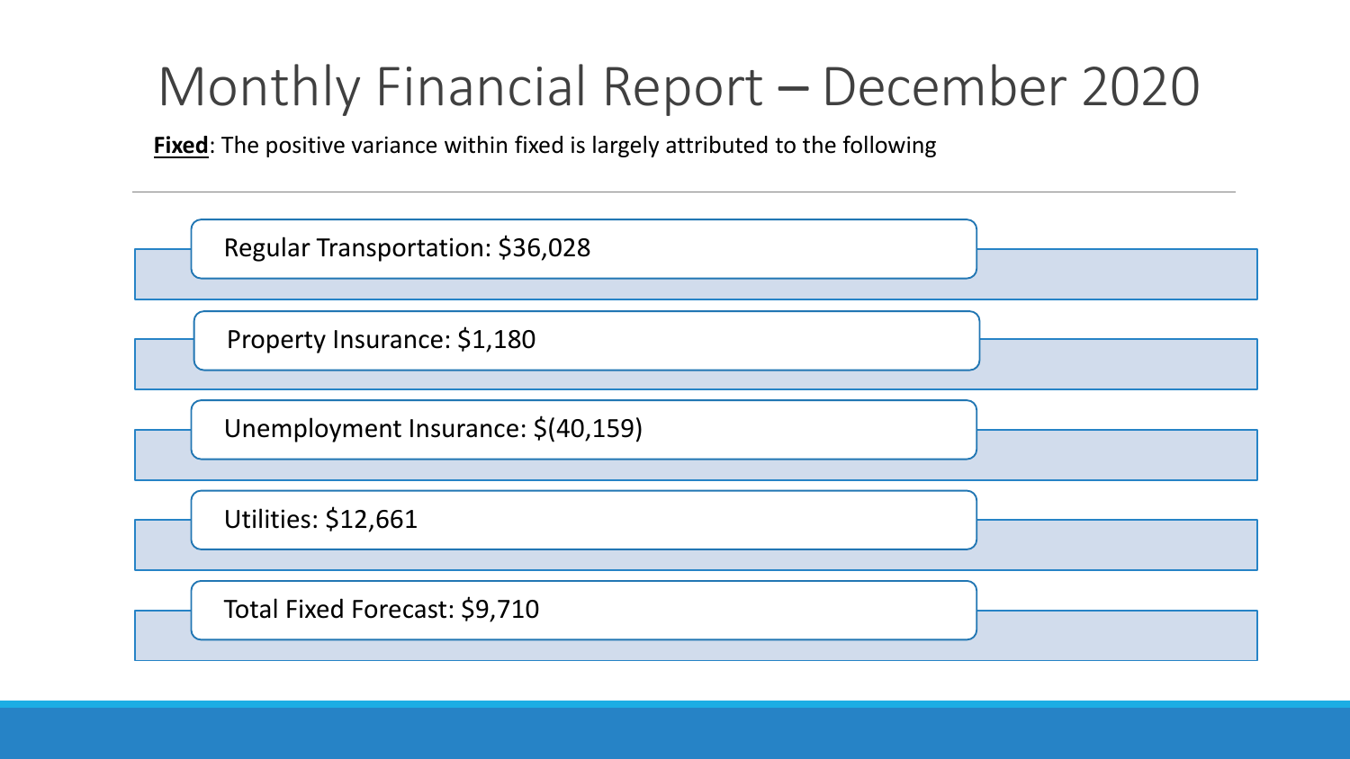# Monthly Financial Report – December 2020

**Fixed**: The positive variance within fixed is largely attributed to the following

- Regular Transportation: $36,028
- Property Insurance: $1,180
- Unemployment Insurance: $(40,159)
- Utilities: $12,661
- Total Fixed Forecast: $9,710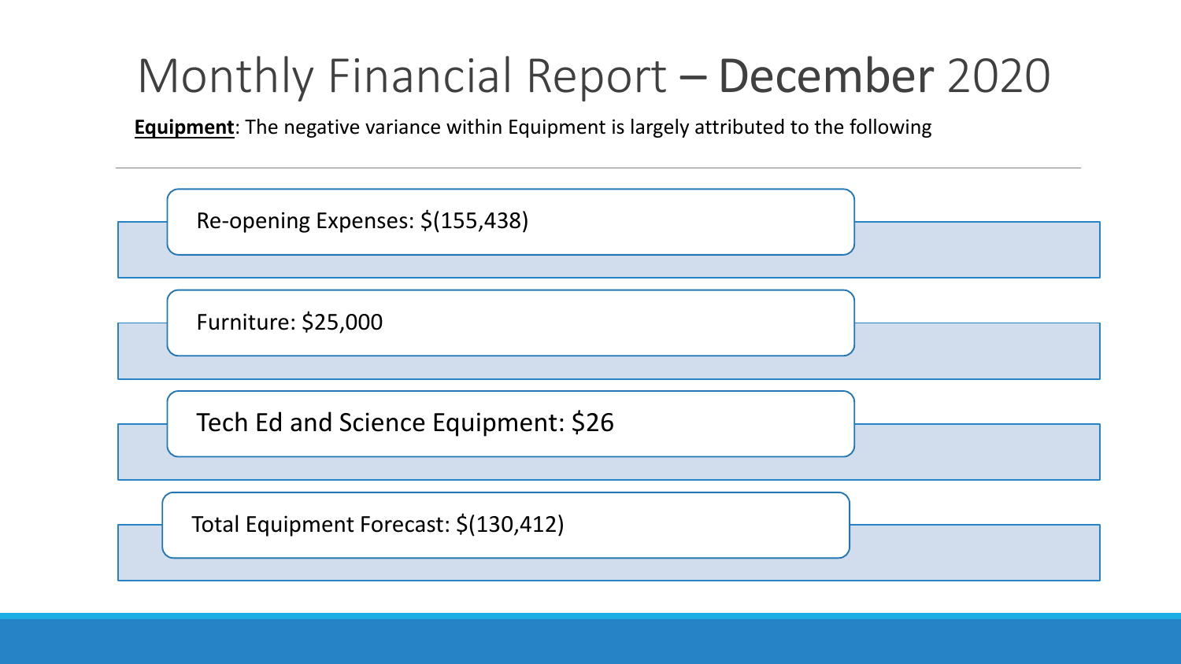# Monthly Financial Report – **December** 2020

**<u>Equipment</u>**: The negative variance within Equipment is largely attributed to the following

- Re-opening Expenses: $(155,438)
- Furniture: $25,000
- Tech Ed and Science Equipment: $26
- Total Equipment Forecast: $(130,412)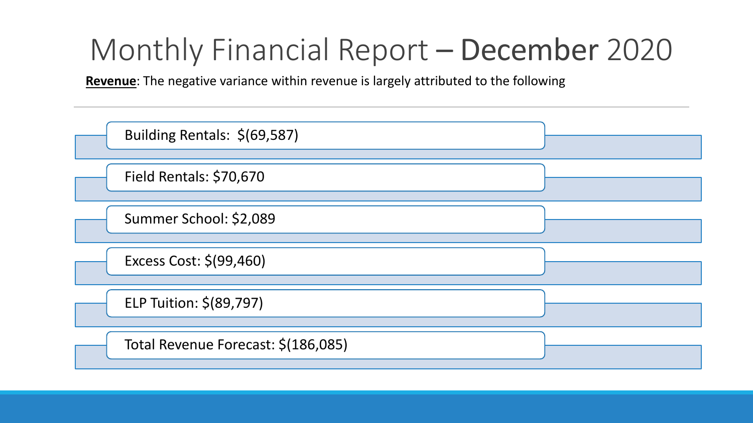# Monthly Financial Report – **December** 2020

**<u>Revenue</u>**: The negative variance within revenue is largely attributed to the following

- Building Rentals: $(69,587)
- Field Rentals: $70,670
- Summer School: $2,089
- Excess Cost: $(99,460)
- ELP Tuition: $(89,797)
- Total Revenue Forecast: $(186,085)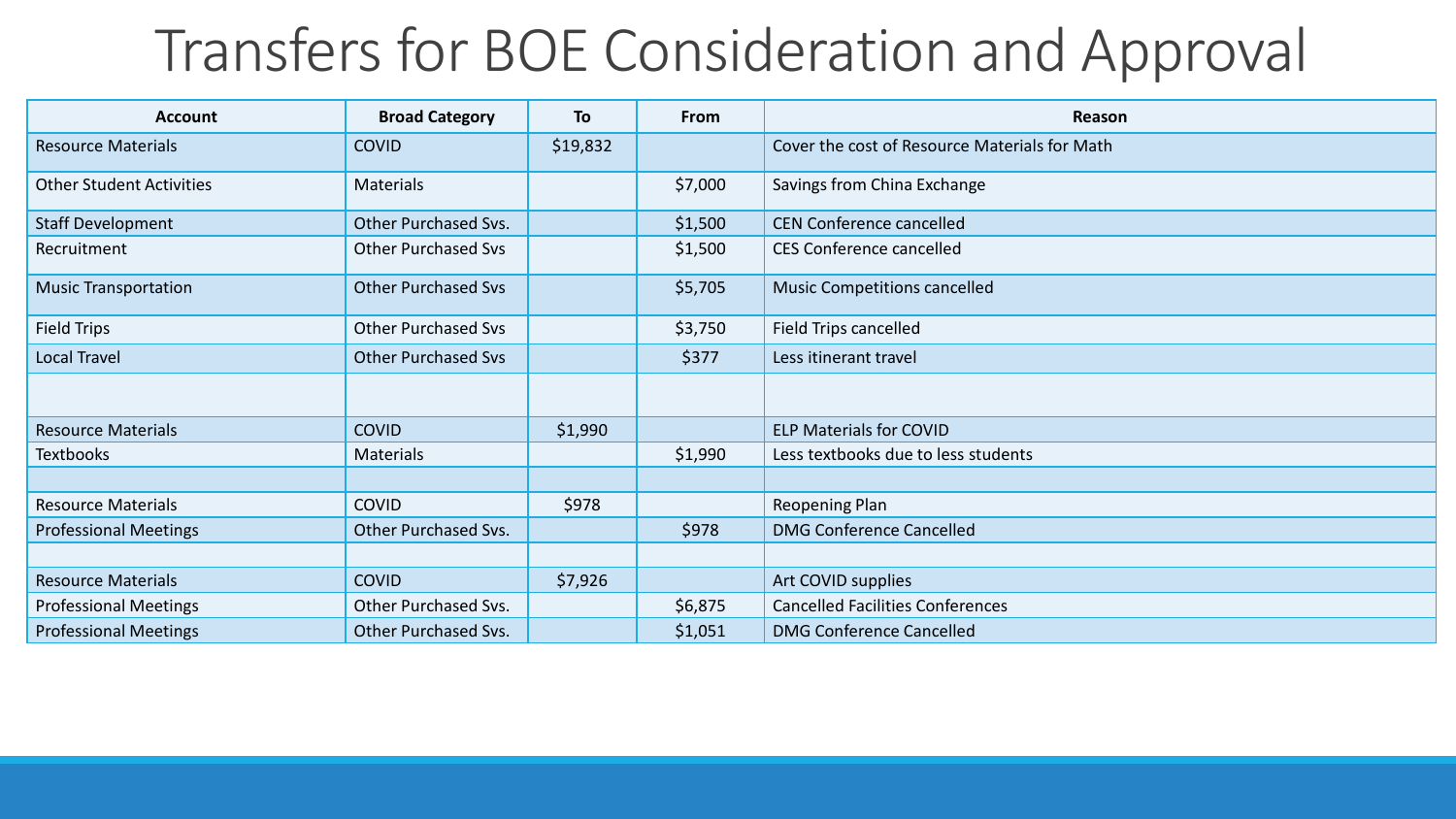# Transfers for BOE Consideration and Approval

| Account | Broad Category | To | From | Reason |
|---|---|---|---|---|
| Resource Materials | COVID | $19,832 | | Cover the cost of Resource Materials for Math |
| Other Student Activities | Materials | | $7,000 | Savings from China Exchange |
| Staff Development | Other Purchased Svs. | | $1,500 | CEN Conference cancelled |
| Recruitment | Other Purchased Svs | | $1,500 | CES Conference cancelled |
| Music Transportation | Other Purchased Svs | | $5,705 | Music Competitions cancelled |
| Field Trips | Other Purchased Svs | | $3,750 | Field Trips cancelled |
| Local Travel | Other Purchased Svs | | $377 | Less itinerant travel |
| | | | | |
| Resource Materials | COVID | $1,990 | | ELP Materials for COVID |
| Textbooks | Materials | | $1,990 | Less textbooks due to less students |
| | | | | |
| Resource Materials | COVID | $978 | | Reopening Plan |
| Professional Meetings | Other Purchased Svs. | | $978 | DMG Conference Cancelled |
| | | | | |
| Resource Materials | COVID | $7,926 | | Art COVID supplies |
| Professional Meetings | Other Purchased Svs. | | $6,875 | Cancelled Facilities Conferences |
| Professional Meetings | Other Purchased Svs. | | $1,051 | DMG Conference Cancelled |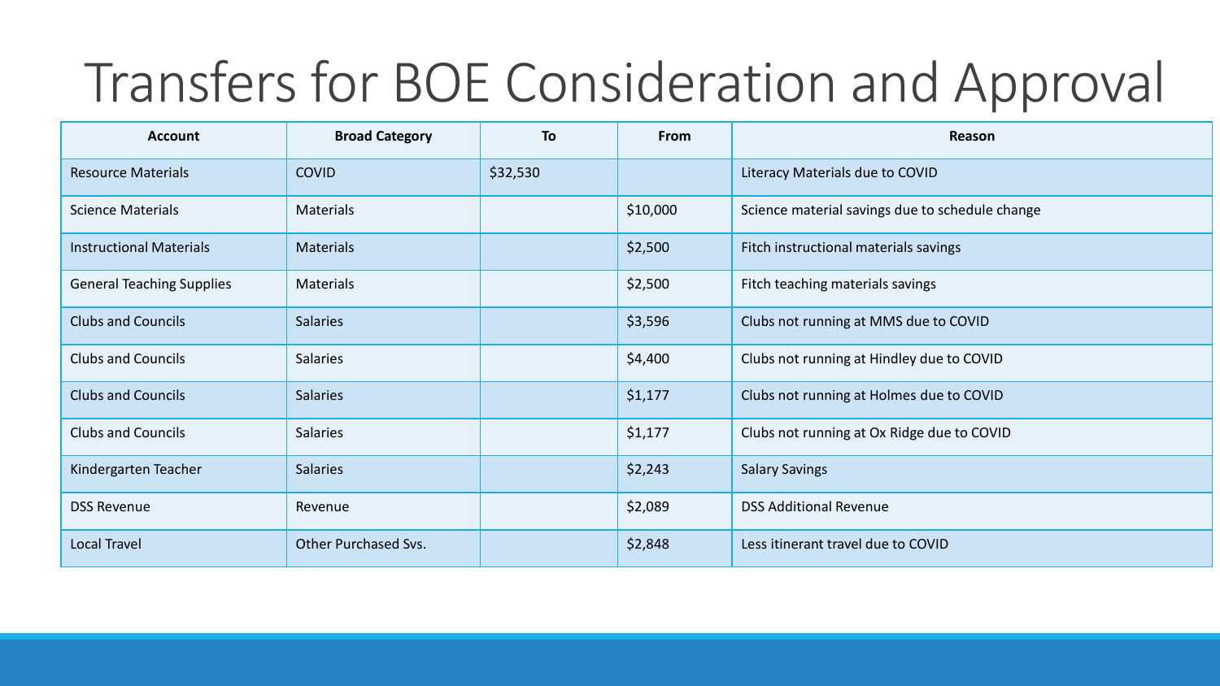# Transfers for BOE Consideration and Approval

| Account | Broad Category | To | From | Reason |
|---|---|---|---|---|
| Resource Materials | COVID | $32,530 | | Literacy Materials due to COVID |
| Science Materials | Materials | | $10,000 | Science material savings due to schedule change |
| Instructional Materials | Materials | | $2,500 | Fitch instructional materials savings |
| General Teaching Supplies | Materials | | $2,500 | Fitch teaching materials savings |
| Clubs and Councils | Salaries | | $3,596 | Clubs not running at MMS due to COVID |
| Clubs and Councils | Salaries | | $4,400 | Clubs not running at Hindley due to COVID |
| Clubs and Councils | Salaries | | $1,177 | Clubs not running at Holmes due to COVID |
| Clubs and Councils | Salaries | | $1,177 | Clubs not running at Ox Ridge due to COVID |
| Kindergarten Teacher | Salaries | | $2,243 | Salary Savings |
| DSS Revenue | Revenue | | $2,089 | DSS Additional Revenue |
| Local Travel | Other Purchased Svs. | | $2,848 | Less itinerant travel due to COVID |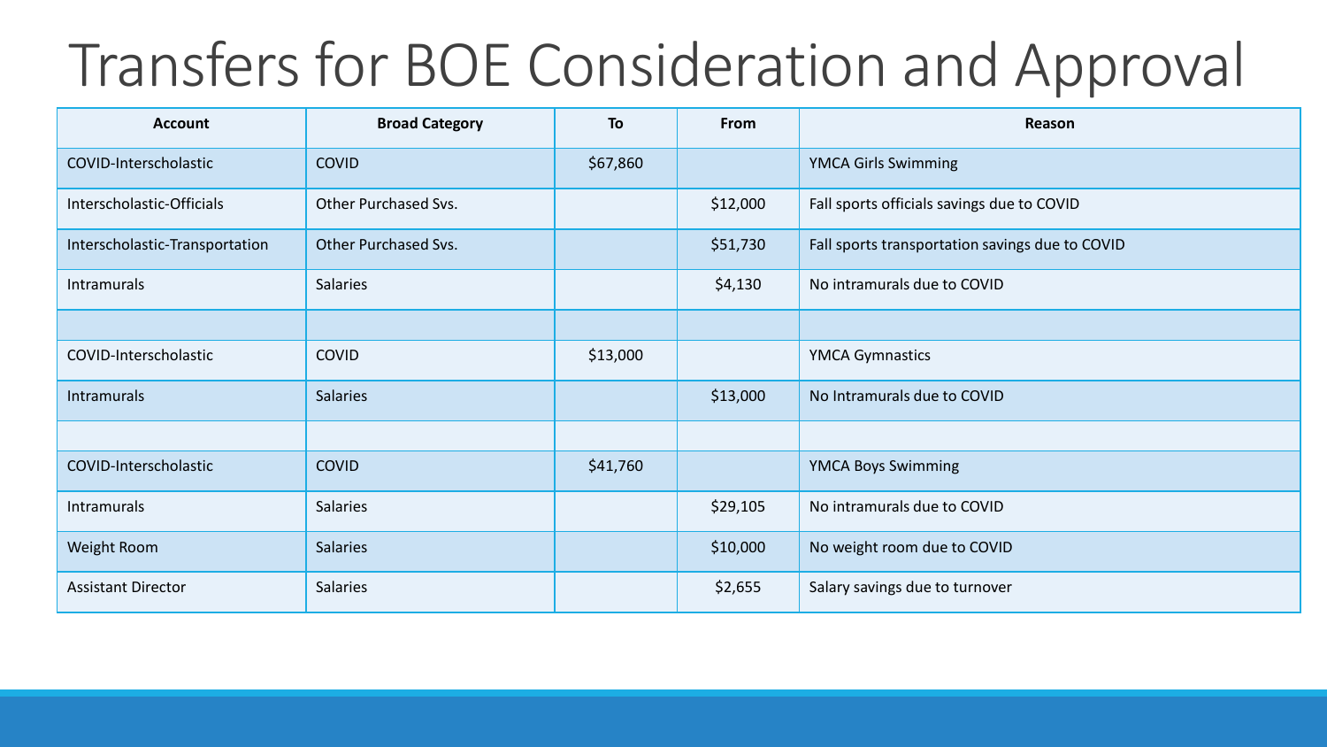# Transfers for BOE Consideration and Approval

| Account | Broad Category | To | From | Reason |
|---|---|---|---|---|
| COVID-Interscholastic | COVID | $67,860 | | YMCA Girls Swimming |
| Interscholastic-Officials | Other Purchased Svs. | | $12,000 | Fall sports officials savings due to COVID |
| Interscholastic-Transportation | Other Purchased Svs. | | $51,730 | Fall sports transportation savings due to COVID |
| Intramurals | Salaries | | $4,130 | No intramurals due to COVID |
| | | | | |
| COVID-Interscholastic | COVID | $13,000 | | YMCA Gymnastics |
| Intramurals | Salaries | | $13,000 | No Intramurals due to COVID |
| | | | | |
| COVID-Interscholastic | COVID | $41,760 | | YMCA Boys Swimming |
| Intramurals | Salaries | | $29,105 | No intramurals due to COVID |
| Weight Room | Salaries | | $10,000 | No weight room due to COVID |
| Assistant Director | Salaries | | $2,655 | Salary savings due to turnover |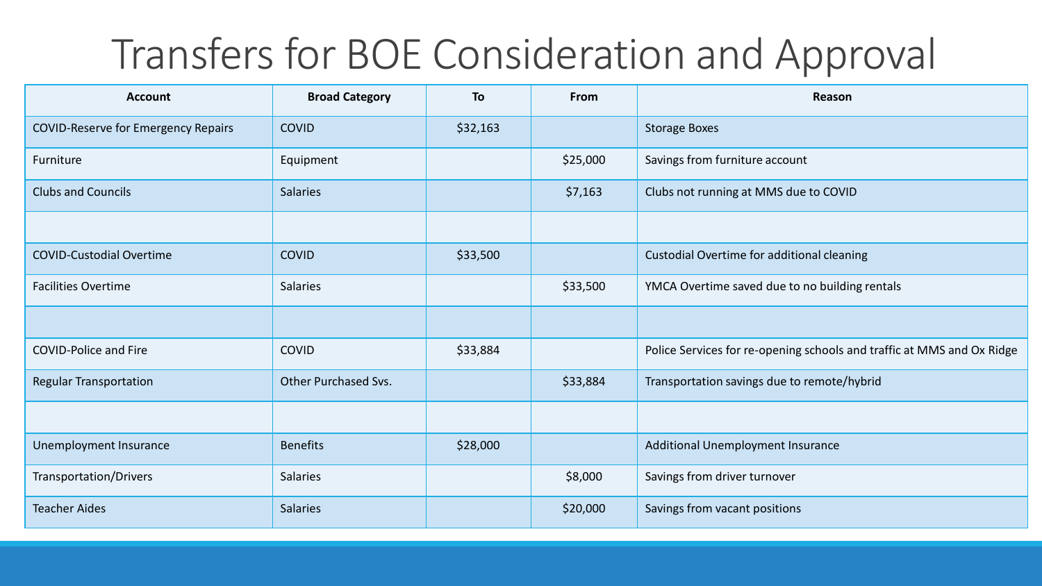# Transfers for BOE Consideration and Approval

| Account | Broad Category | To | From | Reason |
|---|---|---|---|---|
| COVID-Reserve for Emergency Repairs | COVID | $32,163 | | Storage Boxes |
| Furniture | Equipment | | $25,000 | Savings from furniture account |
| Clubs and Councils | Salaries | | $7,163 | Clubs not running at MMS due to COVID |
| | | | | |
| COVID-Custodial Overtime | COVID | $33,500 | | Custodial Overtime for additional cleaning |
| Facilities Overtime | Salaries | | $33,500 | YMCA Overtime saved due to no building rentals |
| | | | | |
| COVID-Police and Fire | COVID | $33,884 | | Police Services for re-opening schools and traffic at MMS and Ox Ridge |
| Regular Transportation | Other Purchased Svs. | | $33,884 | Transportation savings due to remote/hybrid |
| | | | | |
| Unemployment Insurance | Benefits | $28,000 | | Additional Unemployment Insurance |
| Transportation/Drivers | Salaries | | $8,000 | Savings from driver turnover |
| Teacher Aides | Salaries | | $20,000 | Savings from vacant positions |